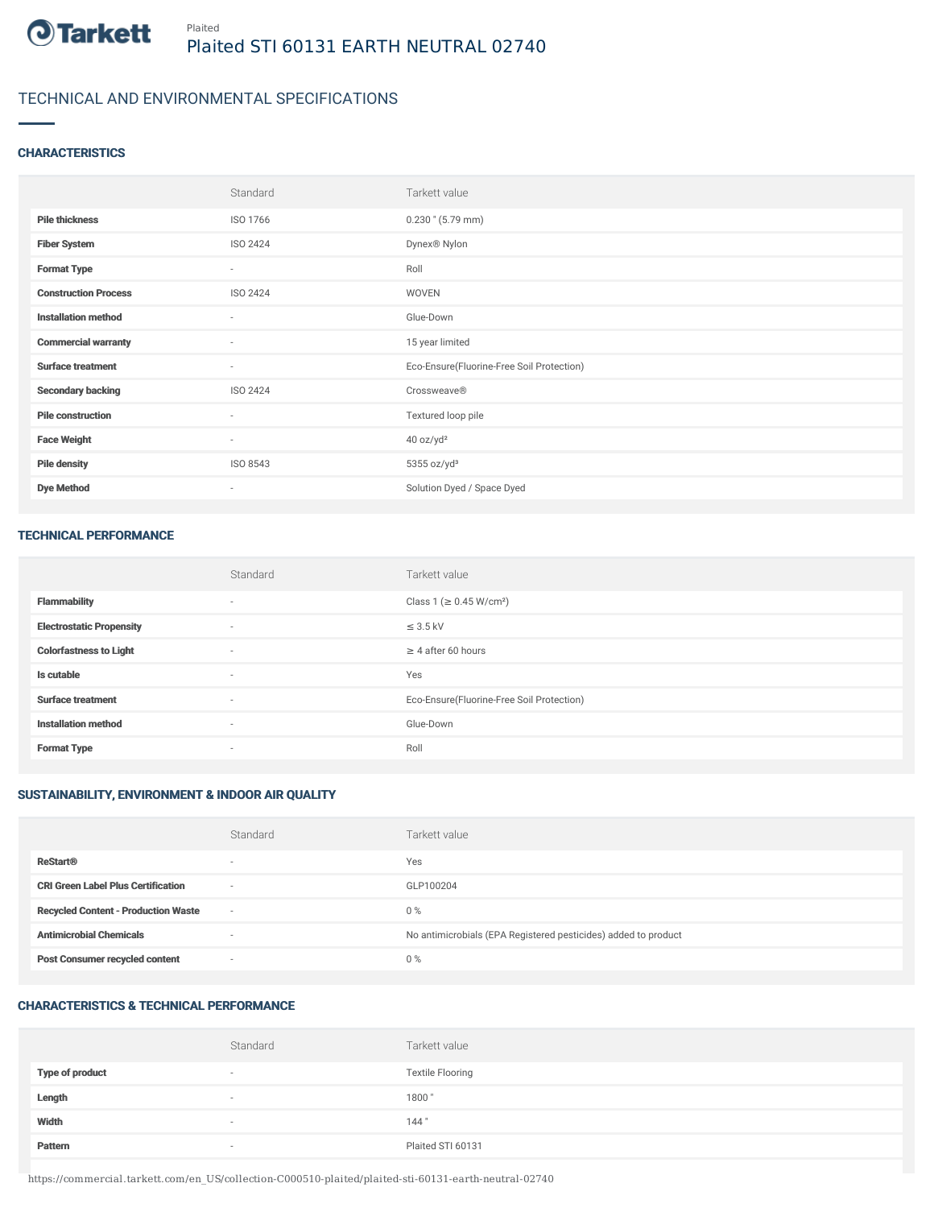Plaited

# Plaited STI 60131 EARTH NEUTRAL 02740

## TECHNICAL AND ENVIRONMENTAL SPECIFICATIONS

### CHARACTERISTICS

| | Standard | Tarkett value |
|---|---|---|
| **Pile thickness** | ISO 1766 | 0.230 " (5.79 mm) |
| **Fiber System** | ISO 2424 | Dynex® Nylon |
| **Format Type** | - | Roll |
| **Construction Process** | ISO 2424 | WOVEN |
| **Installation method** | - | Glue-Down |
| **Commercial warranty** | - | 15 year limited |
| **Surface treatment** | - | Eco-Ensure(Fluorine-Free Soil Protection) |
| **Secondary backing** | ISO 2424 | Crossweave® |
| **Pile construction** | - | Textured loop pile |
| **Face Weight** | - | 40 oz/yd² |
| **Pile density** | ISO 8543 | 5355 oz/yd³ |
| **Dye Method** | - | Solution Dyed / Space Dyed |

### TECHNICAL PERFORMANCE

| | Standard | Tarkett value |
|---|---|---|
| **Flammability** | - | Class 1 (≥ 0.45 W/cm²) |
| **Electrostatic Propensity** | - | ≤ 3.5 kV |
| **Colorfastness to Light** | - | ≥ 4 after 60 hours |
| **Is cutable** | - | Yes |
| **Surface treatment** | - | Eco-Ensure(Fluorine-Free Soil Protection) |
| **Installation method** | - | Glue-Down |
| **Format Type** | - | Roll |

### SUSTAINABILITY, ENVIRONMENT & INDOOR AIR QUALITY

| | Standard | Tarkett value |
|---|---|---|
| **ReStart®** | - | Yes |
| **CRI Green Label Plus Certification** | - | GLP100204 |
| **Recycled Content - Production Waste** | - | 0 % |
| **Antimicrobial Chemicals** | - | No antimicrobials (EPA Registered pesticides) added to product |
| **Post Consumer recycled content** | - | 0 % |

### CHARACTERISTICS & TECHNICAL PERFORMANCE

| | Standard | Tarkett value |
|---|---|---|
| **Type of product** | - | Textile Flooring |
| **Length** | - | 1800 " |
| **Width** | - | 144 " |
| **Pattern** | - | Plaited STI 60131 |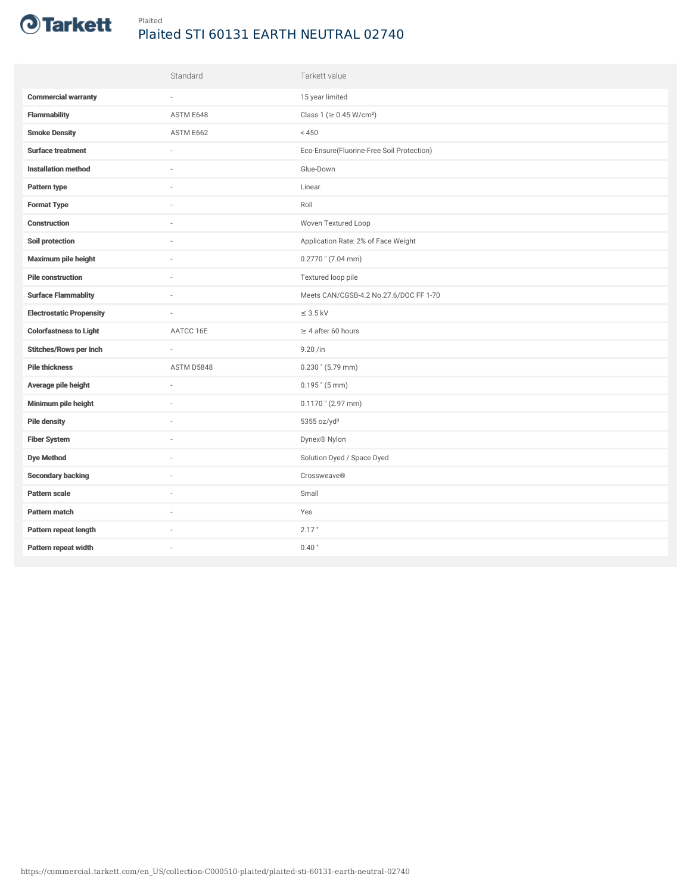Plaited

# Plaited STI 60131 EARTH NEUTRAL 02740

| | Standard | Tarkett value |
|---|---|---|
| **Commercial warranty** | - | 15 year limited |
| **Flammability** | ASTM E648 | Class 1 (≥ 0.45 W/cm²) |
| **Smoke Density** | ASTM E662 | < 450 |
| **Surface treatment** | - | Eco-Ensure(Fluorine-Free Soil Protection) |
| **Installation method** | - | Glue-Down |
| **Pattern type** | - | Linear |
| **Format Type** | - | Roll |
| **Construction** | - | Woven Textured Loop |
| **Soil protection** | - | Application Rate: 2% of Face Weight |
| **Maximum pile height** | - | 0.2770 " (7.04 mm) |
| **Pile construction** | - | Textured loop pile |
| **Surface Flammablity** | - | Meets CAN/CGSB-4.2 No.27.6/DOC FF 1-70 |
| **Electrostatic Propensity** | - | ≤ 3.5 kV |
| **Colorfastness to Light** | AATCC 16E | ≥ 4 after 60 hours |
| **Stitches/Rows per Inch** | - | 9.20 /in |
| **Pile thickness** | ASTM D5848 | 0.230 " (5.79 mm) |
| **Average pile height** | - | 0.195 " (5 mm) |
| **Minimum pile height** | - | 0.1170 " (2.97 mm) |
| **Pile density** | - | 5355 oz/yd³ |
| **Fiber System** | - | Dynex® Nylon |
| **Dye Method** | - | Solution Dyed / Space Dyed |
| **Secondary backing** | - | Crossweave® |
| **Pattern scale** | - | Small |
| **Pattern match** | - | Yes |
| **Pattern repeat length** | - | 2.17 " |
| **Pattern repeat width** | - | 0.40 " |

https://commercial.tarkett.com/en_US/collection-C000510-plaited/plaited-sti-60131-earth-neutral-02740